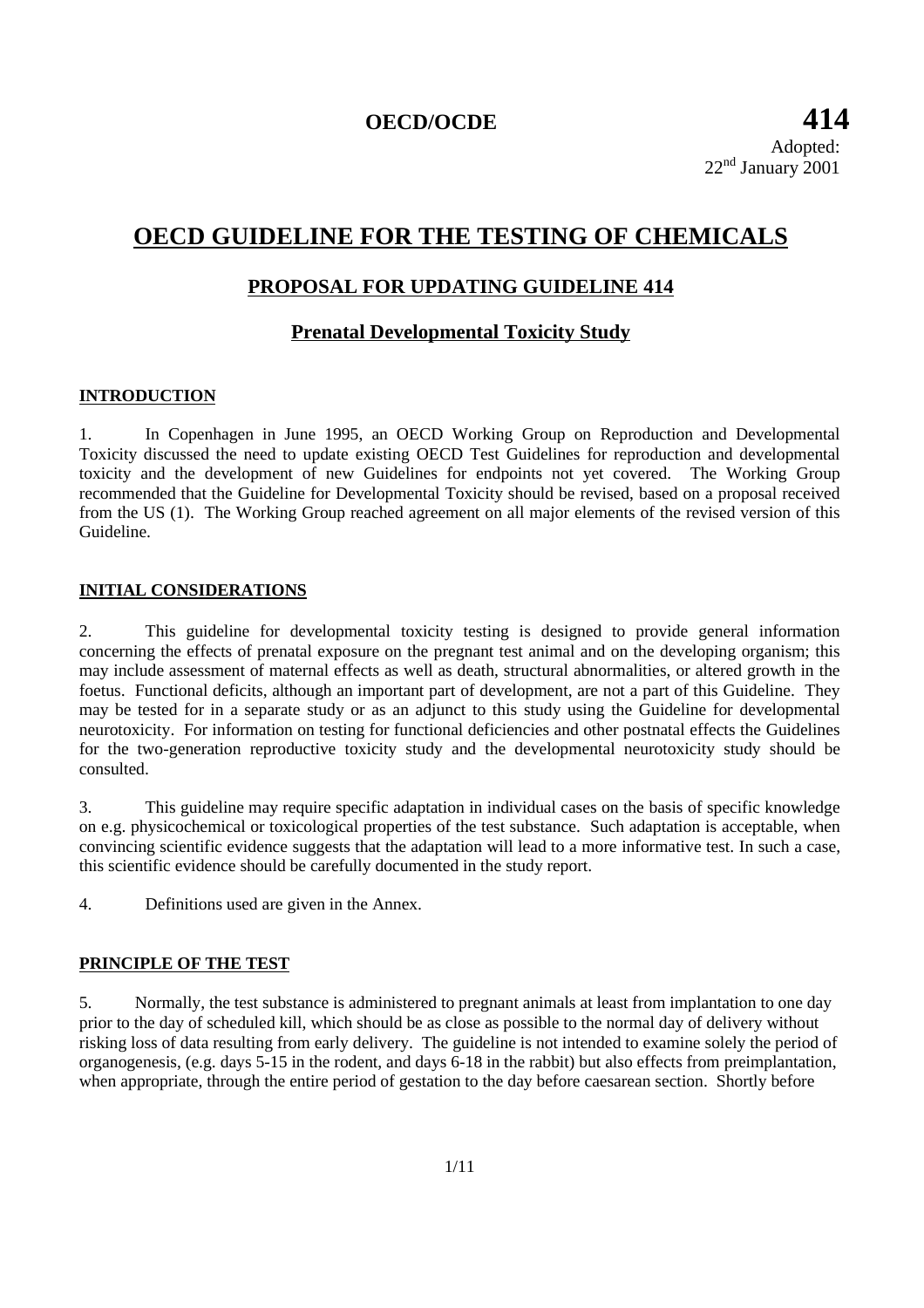**OECD/OCDE** **414**

Adopted:
22[nd] January 2001

# OECD GUIDELINE FOR THE TESTING OF CHEMICALS

## PROPOSAL FOR UPDATING GUIDELINE 414

### Prenatal Developmental Toxicity Study

#### INTRODUCTION

1. In Copenhagen in June 1995, an OECD Working Group on Reproduction and Developmental Toxicity discussed the need to update existing OECD Test Guidelines for reproduction and developmental toxicity and the development of new Guidelines for endpoints not yet covered. The Working Group recommended that the Guideline for Developmental Toxicity should be revised, based on a proposal received from the US (1). The Working Group reached agreement on all major elements of the revised version of this Guideline.

#### INITIAL CONSIDERATIONS

2. This guideline for developmental toxicity testing is designed to provide general information concerning the effects of prenatal exposure on the pregnant test animal and on the developing organism; this may include assessment of maternal effects as well as death, structural abnormalities, or altered growth in the foetus. Functional deficits, although an important part of development, are not a part of this Guideline. They may be tested for in a separate study or as an adjunct to this study using the Guideline for developmental neurotoxicity. For information on testing for functional deficiencies and other postnatal effects the Guidelines for the two-generation reproductive toxicity study and the developmental neurotoxicity study should be consulted.

3. This guideline may require specific adaptation in individual cases on the basis of specific knowledge on e.g. physicochemical or toxicological properties of the test substance. Such adaptation is acceptable, when convincing scientific evidence suggests that the adaptation will lead to a more informative test. In such a case, this scientific evidence should be carefully documented in the study report.

4. Definitions used are given in the Annex.

#### PRINCIPLE OF THE TEST

5. Normally, the test substance is administered to pregnant animals at least from implantation to one day prior to the day of scheduled kill, which should be as close as possible to the normal day of delivery without risking loss of data resulting from early delivery. The guideline is not intended to examine solely the period of organogenesis, (e.g. days 5-15 in the rodent, and days 6-18 in the rabbit) but also effects from preimplantation, when appropriate, through the entire period of gestation to the day before caesarean section. Shortly before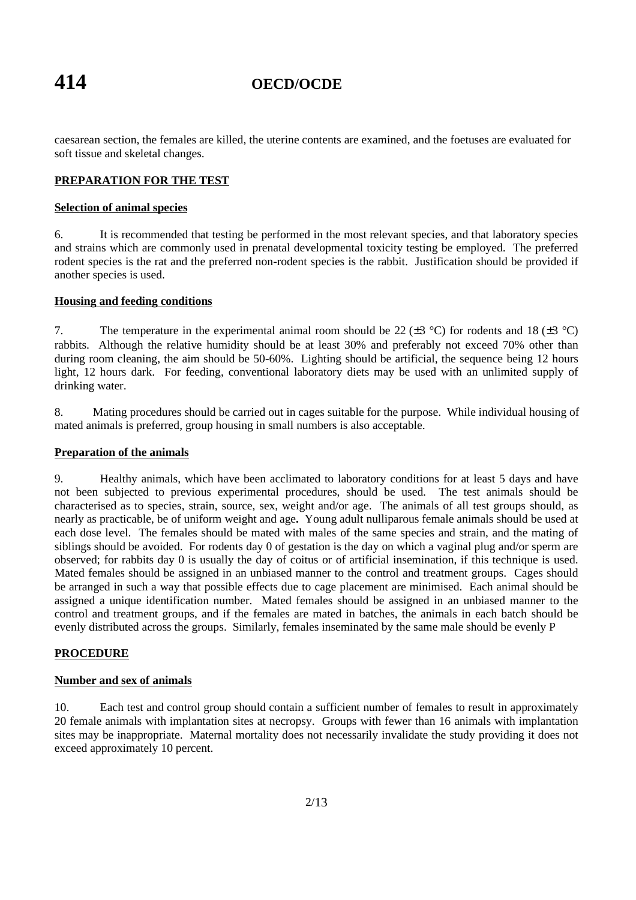caesarean section, the females are killed, the uterine contents are examined, and the foetuses are evaluated for soft tissue and skeletal changes.

## PREPARATION FOR THE TEST

### Selection of animal species

6. It is recommended that testing be performed in the most relevant species, and that laboratory species and strains which are commonly used in prenatal developmental toxicity testing be employed. The preferred rodent species is the rat and the preferred non-rodent species is the rabbit. Justification should be provided if another species is used.

### Housing and feeding conditions

7. The temperature in the experimental animal room should be 22 (±3 °C) for rodents and 18 (±3 °C) rabbits. Although the relative humidity should be at least 30% and preferably not exceed 70% other than during room cleaning, the aim should be 50-60%. Lighting should be artificial, the sequence being 12 hours light, 12 hours dark. For feeding, conventional laboratory diets may be used with an unlimited supply of drinking water.

8. Mating procedures should be carried out in cages suitable for the purpose. While individual housing of mated animals is preferred, group housing in small numbers is also acceptable.

### Preparation of the animals

9. Healthy animals, which have been acclimated to laboratory conditions for at least 5 days and have not been subjected to previous experimental procedures, should be used. The test animals should be characterised as to species, strain, source, sex, weight and/or age. The animals of all test groups should, as nearly as practicable, be of uniform weight and age**.** Young adult nulliparous female animals should be used at each dose level. The females should be mated with males of the same species and strain, and the mating of siblings should be avoided. For rodents day 0 of gestation is the day on which a vaginal plug and/or sperm are observed; for rabbits day 0 is usually the day of coitus or of artificial insemination, if this technique is used. Mated females should be assigned in an unbiased manner to the control and treatment groups. Cages should be arranged in such a way that possible effects due to cage placement are minimised. Each animal should be assigned a unique identification number. Mated females should be assigned in an unbiased manner to the control and treatment groups, and if the females are mated in batches, the animals in each batch should be evenly distributed across the groups. Similarly, females inseminated by the same male should be evenly P

## PROCEDURE

### Number and sex of animals

10. Each test and control group should contain a sufficient number of females to result in approximately 20 female animals with implantation sites at necropsy. Groups with fewer than 16 animals with implantation sites may be inappropriate. Maternal mortality does not necessarily invalidate the study providing it does not exceed approximately 10 percent.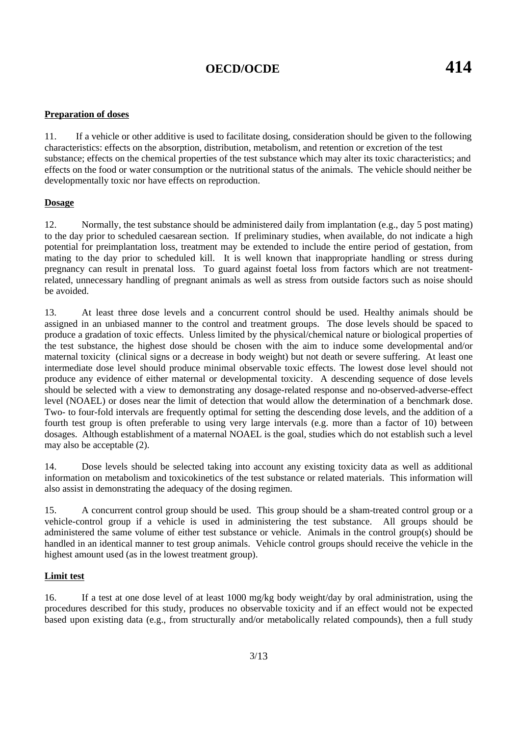**Preparation of doses**

11. If a vehicle or other additive is used to facilitate dosing, consideration should be given to the following characteristics: effects on the absorption, distribution, metabolism, and retention or excretion of the test substance; effects on the chemical properties of the test substance which may alter its toxic characteristics; and effects on the food or water consumption or the nutritional status of the animals. The vehicle should neither be developmentally toxic nor have effects on reproduction.

**Dosage**

12. Normally, the test substance should be administered daily from implantation (e.g., day 5 post mating) to the day prior to scheduled caesarean section. If preliminary studies, when available, do not indicate a high potential for preimplantation loss, treatment may be extended to include the entire period of gestation, from mating to the day prior to scheduled kill. It is well known that inappropriate handling or stress during pregnancy can result in prenatal loss. To guard against foetal loss from factors which are not treatment-related, unnecessary handling of pregnant animals as well as stress from outside factors such as noise should be avoided.

13. At least three dose levels and a concurrent control should be used. Healthy animals should be assigned in an unbiased manner to the control and treatment groups. The dose levels should be spaced to produce a gradation of toxic effects. Unless limited by the physical/chemical nature or biological properties of the test substance, the highest dose should be chosen with the aim to induce some developmental and/or maternal toxicity (clinical signs or a decrease in body weight) but not death or severe suffering. At least one intermediate dose level should produce minimal observable toxic effects. The lowest dose level should not produce any evidence of either maternal or developmental toxicity. A descending sequence of dose levels should be selected with a view to demonstrating any dosage-related response and no-observed-adverse-effect level (NOAEL) or doses near the limit of detection that would allow the determination of a benchmark dose. Two- to four-fold intervals are frequently optimal for setting the descending dose levels, and the addition of a fourth test group is often preferable to using very large intervals (e.g. more than a factor of 10) between dosages. Although establishment of a maternal NOAEL is the goal, studies which do not establish such a level may also be acceptable (2).

14. Dose levels should be selected taking into account any existing toxicity data as well as additional information on metabolism and toxicokinetics of the test substance or related materials. This information will also assist in demonstrating the adequacy of the dosing regimen.

15. A concurrent control group should be used. This group should be a sham-treated control group or a vehicle-control group if a vehicle is used in administering the test substance. All groups should be administered the same volume of either test substance or vehicle. Animals in the control group(s) should be handled in an identical manner to test group animals. Vehicle control groups should receive the vehicle in the highest amount used (as in the lowest treatment group).

**Limit test**

16. If a test at one dose level of at least 1000 mg/kg body weight/day by oral administration, using the procedures described for this study, produces no observable toxicity and if an effect would not be expected based upon existing data (e.g., from structurally and/or metabolically related compounds), then a full study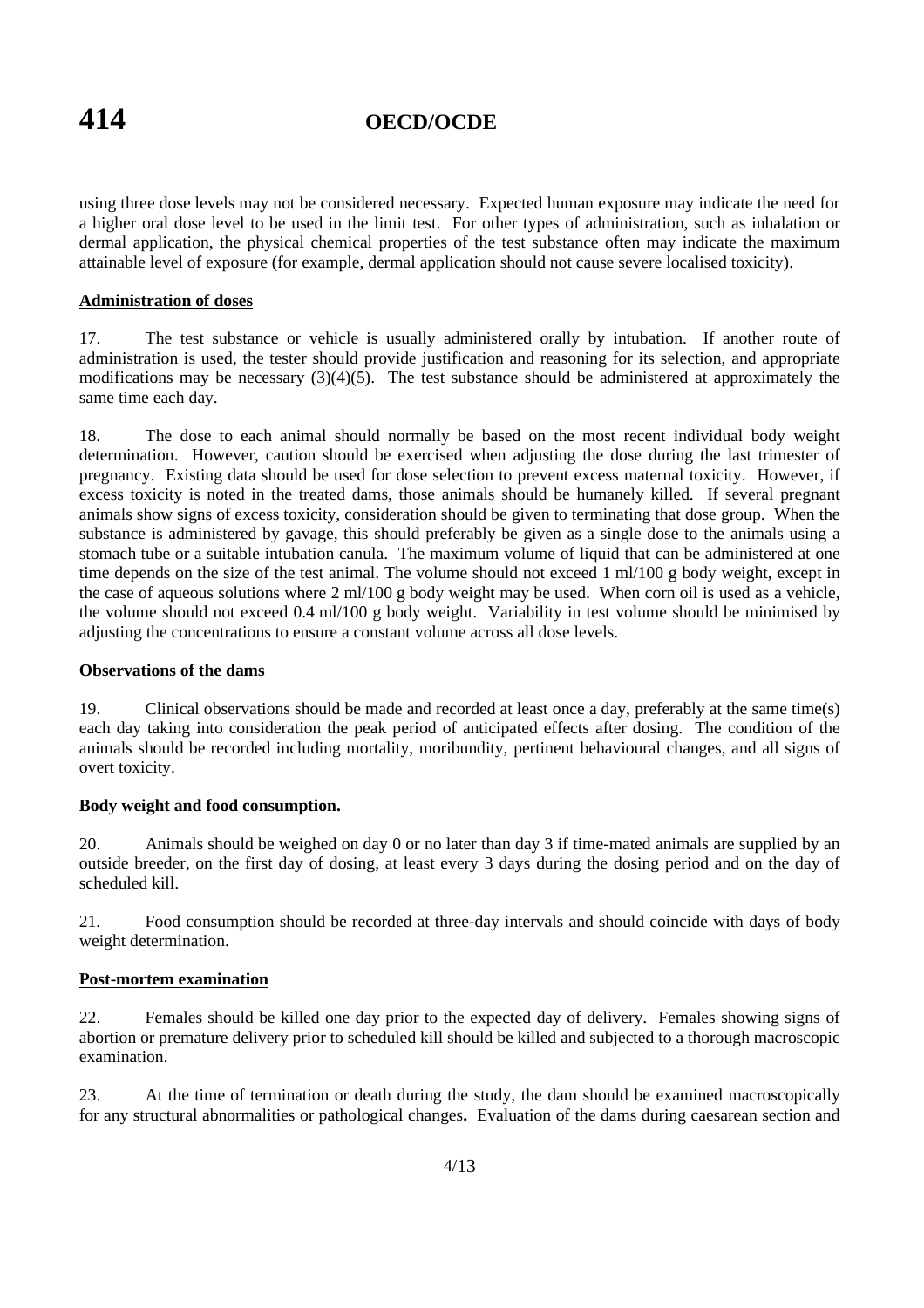using three dose levels may not be considered necessary. Expected human exposure may indicate the need for a higher oral dose level to be used in the limit test. For other types of administration, such as inhalation or dermal application, the physical chemical properties of the test substance often may indicate the maximum attainable level of exposure (for example, dermal application should not cause severe localised toxicity).

**Administration of doses**

17. The test substance or vehicle is usually administered orally by intubation. If another route of administration is used, the tester should provide justification and reasoning for its selection, and appropriate modifications may be necessary (3)(4)(5). The test substance should be administered at approximately the same time each day.

18. The dose to each animal should normally be based on the most recent individual body weight determination. However, caution should be exercised when adjusting the dose during the last trimester of pregnancy. Existing data should be used for dose selection to prevent excess maternal toxicity. However, if excess toxicity is noted in the treated dams, those animals should be humanely killed. If several pregnant animals show signs of excess toxicity, consideration should be given to terminating that dose group. When the substance is administered by gavage, this should preferably be given as a single dose to the animals using a stomach tube or a suitable intubation canula. The maximum volume of liquid that can be administered at one time depends on the size of the test animal. The volume should not exceed 1 ml/100 g body weight, except in the case of aqueous solutions where 2 ml/100 g body weight may be used. When corn oil is used as a vehicle, the volume should not exceed 0.4 ml/100 g body weight. Variability in test volume should be minimised by adjusting the concentrations to ensure a constant volume across all dose levels.

**Observations of the dams**

19. Clinical observations should be made and recorded at least once a day, preferably at the same time(s) each day taking into consideration the peak period of anticipated effects after dosing. The condition of the animals should be recorded including mortality, moribundity, pertinent behavioural changes, and all signs of overt toxicity.

**Body weight and food consumption.**

20. Animals should be weighed on day 0 or no later than day 3 if time-mated animals are supplied by an outside breeder, on the first day of dosing, at least every 3 days during the dosing period and on the day of scheduled kill.

21. Food consumption should be recorded at three-day intervals and should coincide with days of body weight determination.

**Post-mortem examination**

22. Females should be killed one day prior to the expected day of delivery. Females showing signs of abortion or premature delivery prior to scheduled kill should be killed and subjected to a thorough macroscopic examination.

23. At the time of termination or death during the study, the dam should be examined macroscopically for any structural abnormalities or pathological changes. Evaluation of the dams during caesarean section and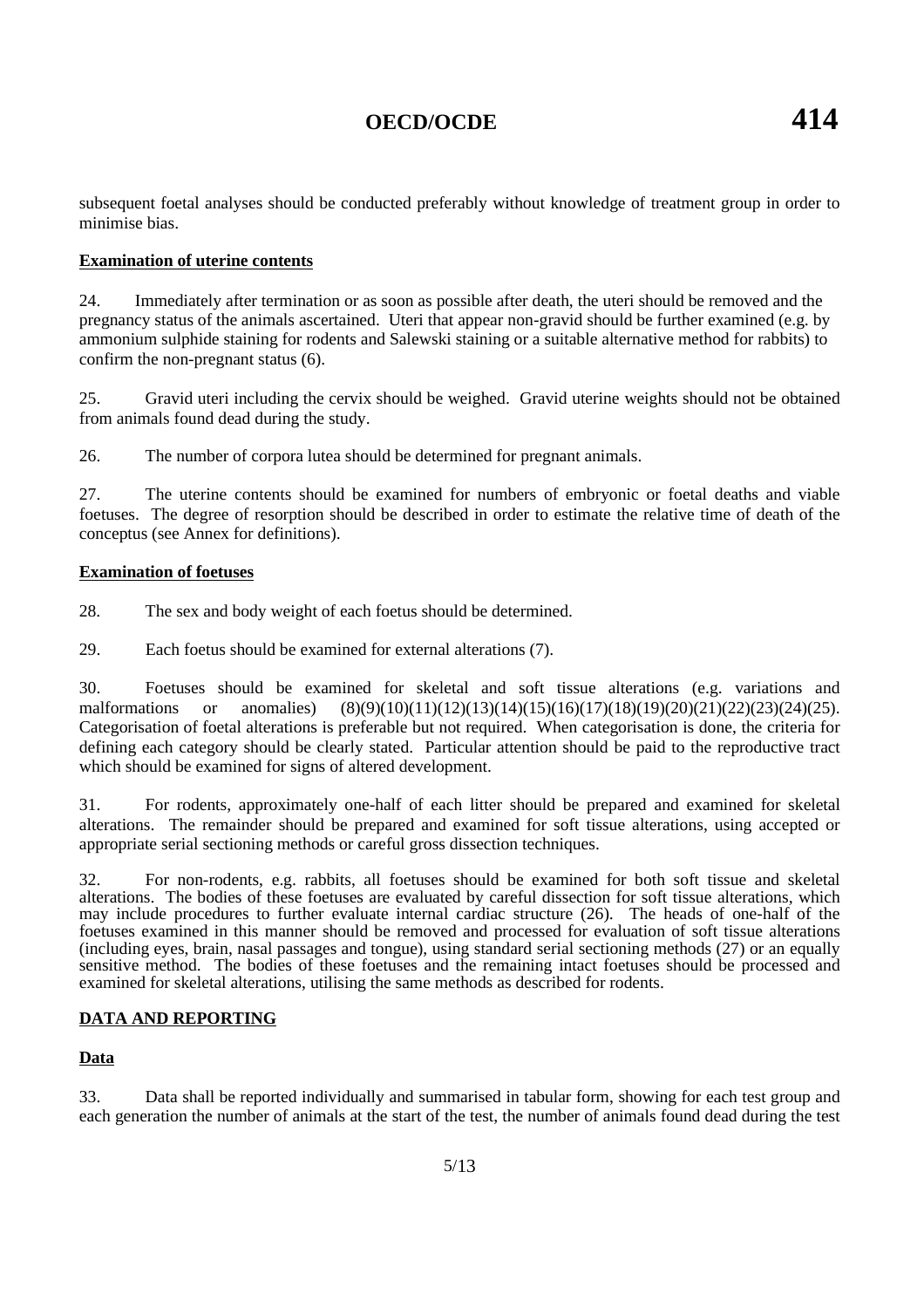subsequent foetal analyses should be conducted preferably without knowledge of treatment group in order to minimise bias.

**Examination of uterine contents**

24. Immediately after termination or as soon as possible after death, the uteri should be removed and the pregnancy status of the animals ascertained. Uteri that appear non-gravid should be further examined (e.g. by ammonium sulphide staining for rodents and Salewski staining or a suitable alternative method for rabbits) to confirm the non-pregnant status (6).

25. Gravid uteri including the cervix should be weighed. Gravid uterine weights should not be obtained from animals found dead during the study.

26. The number of corpora lutea should be determined for pregnant animals.

27. The uterine contents should be examined for numbers of embryonic or foetal deaths and viable foetuses. The degree of resorption should be described in order to estimate the relative time of death of the conceptus (see Annex for definitions).

**Examination of foetuses**

28. The sex and body weight of each foetus should be determined.

29. Each foetus should be examined for external alterations (7).

30. Foetuses should be examined for skeletal and soft tissue alterations (e.g. variations and malformations or anomalies) (8)(9)(10)(11)(12)(13)(14)(15)(16)(17)(18)(19)(20)(21)(22)(23)(24)(25). Categorisation of foetal alterations is preferable but not required. When categorisation is done, the criteria for defining each category should be clearly stated. Particular attention should be paid to the reproductive tract which should be examined for signs of altered development.

31. For rodents, approximately one-half of each litter should be prepared and examined for skeletal alterations. The remainder should be prepared and examined for soft tissue alterations, using accepted or appropriate serial sectioning methods or careful gross dissection techniques.

32. For non-rodents, e.g. rabbits, all foetuses should be examined for both soft tissue and skeletal alterations. The bodies of these foetuses are evaluated by careful dissection for soft tissue alterations, which may include procedures to further evaluate internal cardiac structure (26). The heads of one-half of the foetuses examined in this manner should be removed and processed for evaluation of soft tissue alterations (including eyes, brain, nasal passages and tongue), using standard serial sectioning methods (27) or an equally sensitive method. The bodies of these foetuses and the remaining intact foetuses should be processed and examined for skeletal alterations, utilising the same methods as described for rodents.

## DATA AND REPORTING

**Data**

33. Data shall be reported individually and summarised in tabular form, showing for each test group and each generation the number of animals at the start of the test, the number of animals found dead during the test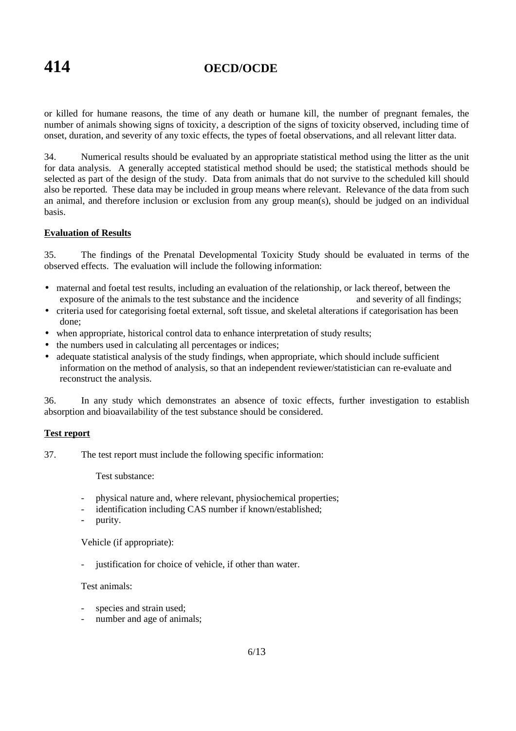or killed for humane reasons, the time of any death or humane kill, the number of pregnant females, the number of animals showing signs of toxicity, a description of the signs of toxicity observed, including time of onset, duration, and severity of any toxic effects, the types of foetal observations, and all relevant litter data.

34. Numerical results should be evaluated by an appropriate statistical method using the litter as the unit for data analysis. A generally accepted statistical method should be used; the statistical methods should be selected as part of the design of the study. Data from animals that do not survive to the scheduled kill should also be reported. These data may be included in group means where relevant. Relevance of the data from such an animal, and therefore inclusion or exclusion from any group mean(s), should be judged on an individual basis.

**Evaluation of Results**

35. The findings of the Prenatal Developmental Toxicity Study should be evaluated in terms of the observed effects. The evaluation will include the following information:

- maternal and foetal test results, including an evaluation of the relationship, or lack thereof, between the exposure of the animals to the test substance and the incidence and severity of all findings;
- criteria used for categorising foetal external, soft tissue, and skeletal alterations if categorisation has been done;
- when appropriate, historical control data to enhance interpretation of study results;
- the numbers used in calculating all percentages or indices;
- adequate statistical analysis of the study findings, when appropriate, which should include sufficient information on the method of analysis, so that an independent reviewer/statistician can re-evaluate and reconstruct the analysis.

36. In any study which demonstrates an absence of toxic effects, further investigation to establish absorption and bioavailability of the test substance should be considered.

**Test report**

37. The test report must include the following specific information:

Test substance:

- physical nature and, where relevant, physiochemical properties;
- identification including CAS number if known/established;
- purity.

Vehicle (if appropriate):

- justification for choice of vehicle, if other than water.

Test animals:

- species and strain used;
- number and age of animals;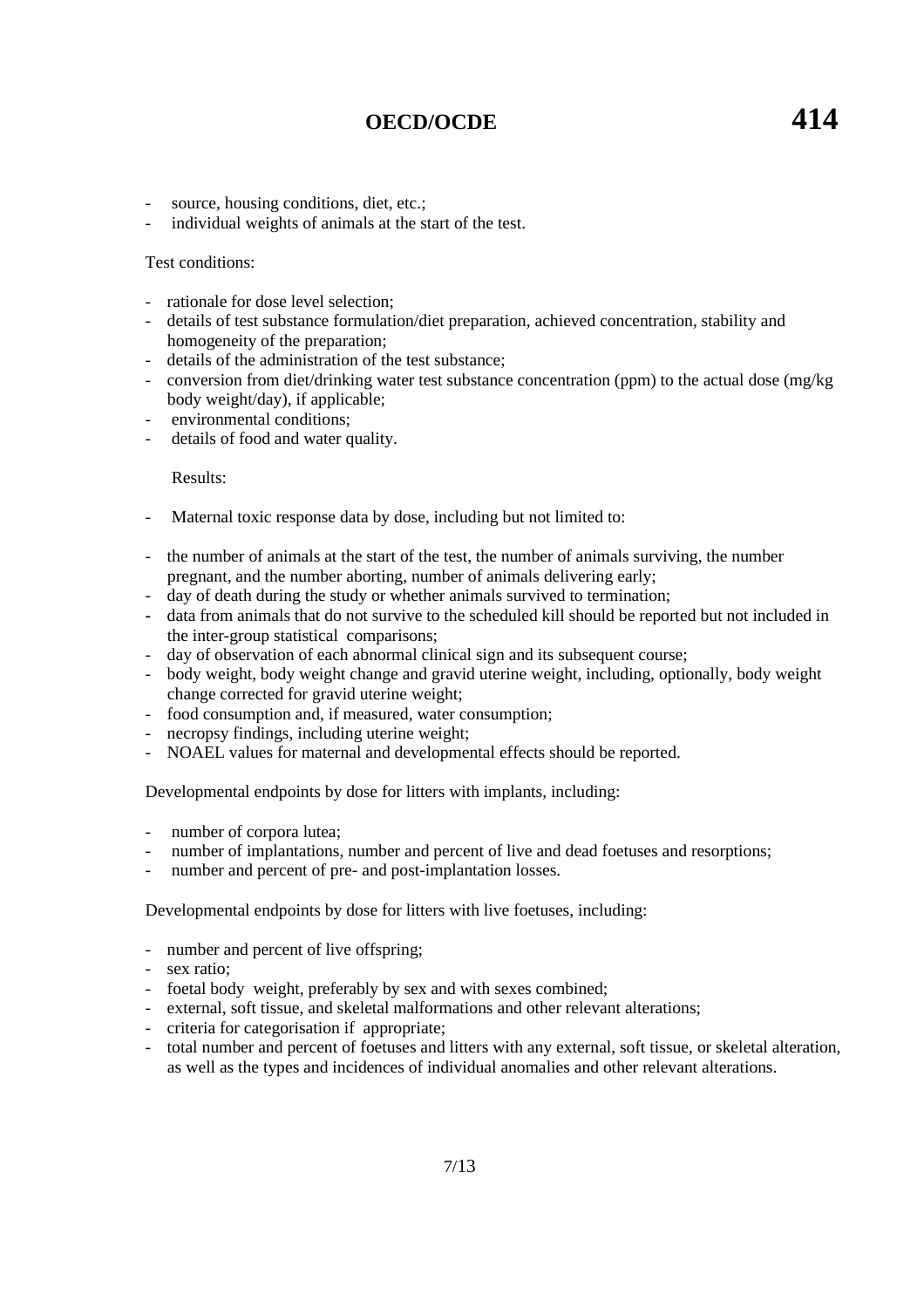- source, housing conditions, diet, etc.;
- individual weights of animals at the start of the test.

Test conditions:

- rationale for dose level selection;
- details of test substance formulation/diet preparation, achieved concentration, stability and homogeneity of the preparation;
- details of the administration of the test substance;
- conversion from diet/drinking water test substance concentration (ppm) to the actual dose (mg/kg body weight/day), if applicable;
- environmental conditions;
- details of food and water quality.

Results:

- Maternal toxic response data by dose, including but not limited to:

- the number of animals at the start of the test, the number of animals surviving, the number pregnant, and the number aborting, number of animals delivering early;
- day of death during the study or whether animals survived to termination;
- data from animals that do not survive to the scheduled kill should be reported but not included in the inter-group statistical comparisons;
- day of observation of each abnormal clinical sign and its subsequent course;
- body weight, body weight change and gravid uterine weight, including, optionally, body weight change corrected for gravid uterine weight;
- food consumption and, if measured, water consumption;
- necropsy findings, including uterine weight;
- NOAEL values for maternal and developmental effects should be reported.

Developmental endpoints by dose for litters with implants, including:

- number of corpora lutea;
- number of implantations, number and percent of live and dead foetuses and resorptions;
- number and percent of pre- and post-implantation losses.

Developmental endpoints by dose for litters with live foetuses, including:

- number and percent of live offspring;
- sex ratio;
- foetal body weight, preferably by sex and with sexes combined;
- external, soft tissue, and skeletal malformations and other relevant alterations;
- criteria for categorisation if appropriate;
- total number and percent of foetuses and litters with any external, soft tissue, or skeletal alteration, as well as the types and incidences of individual anomalies and other relevant alterations.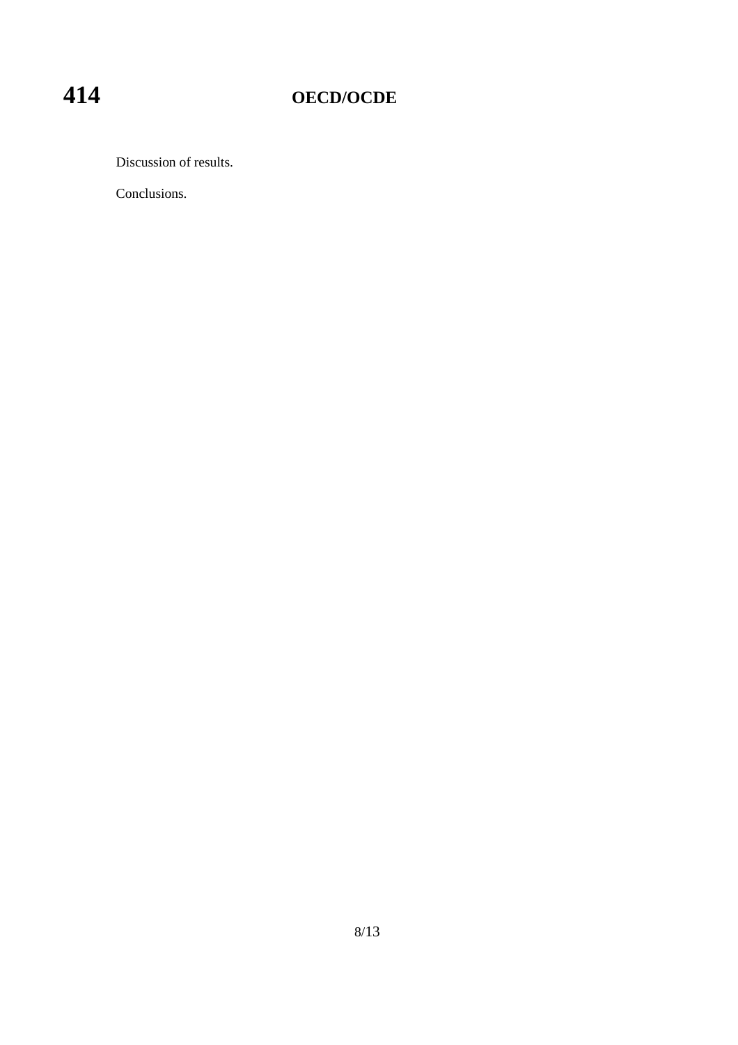Discussion of results.

Conclusions.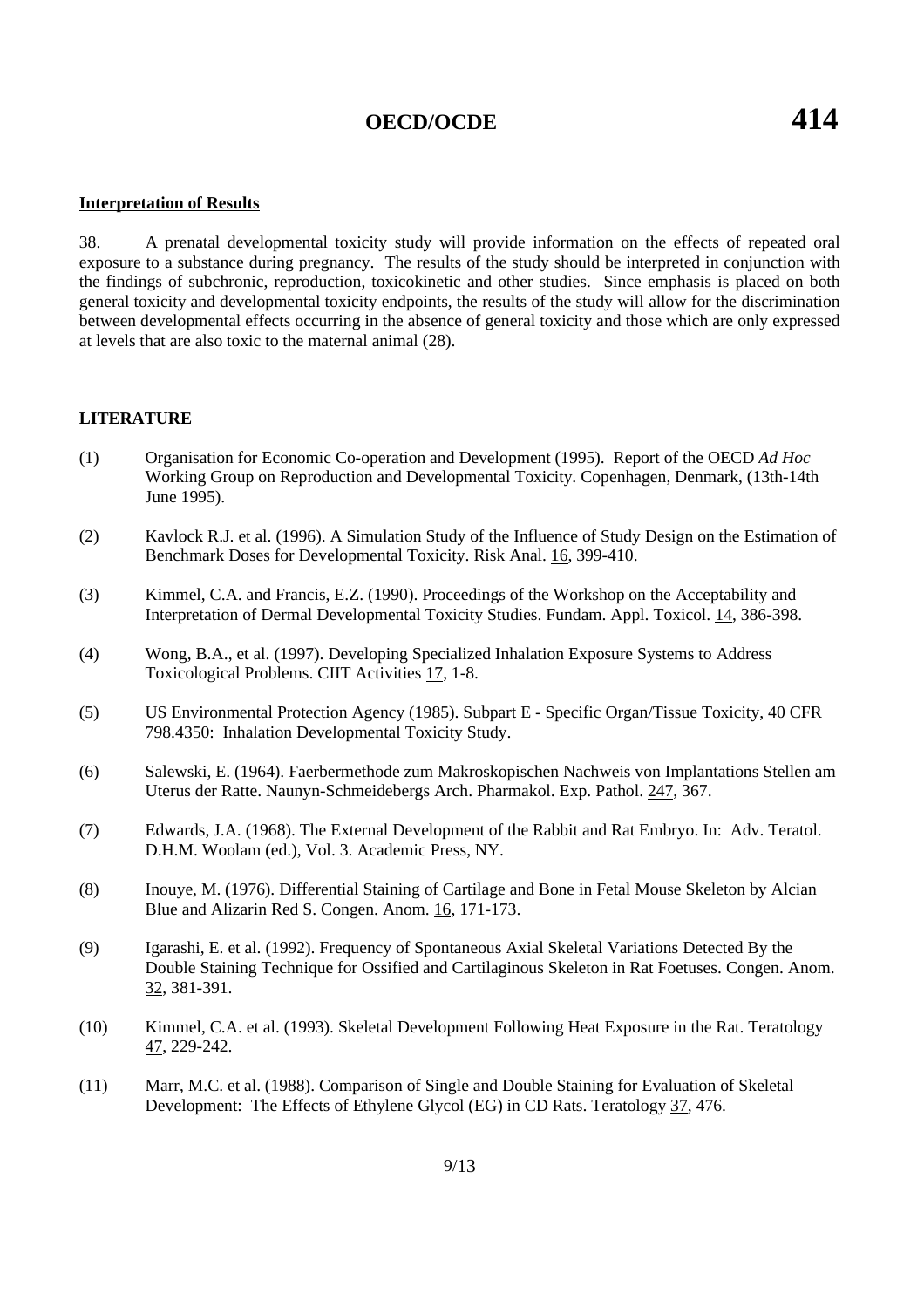### Interpretation of Results

38. A prenatal developmental toxicity study will provide information on the effects of repeated oral exposure to a substance during pregnancy. The results of the study should be interpreted in conjunction with the findings of subchronic, reproduction, toxicokinetic and other studies. Since emphasis is placed on both general toxicity and developmental toxicity endpoints, the results of the study will allow for the discrimination between developmental effects occurring in the absence of general toxicity and those which are only expressed at levels that are also toxic to the maternal animal (28).

## LITERATURE

(1) Organisation for Economic Co-operation and Development (1995). Report of the OECD *Ad Hoc* Working Group on Reproduction and Developmental Toxicity. Copenhagen, Denmark, (13th-14th June 1995).

(2) Kavlock R.J. et al. (1996). A Simulation Study of the Influence of Study Design on the Estimation of Benchmark Doses for Developmental Toxicity. Risk Anal. 16, 399-410.

(3) Kimmel, C.A. and Francis, E.Z. (1990). Proceedings of the Workshop on the Acceptability and Interpretation of Dermal Developmental Toxicity Studies. Fundam. Appl. Toxicol. 14, 386-398.

(4) Wong, B.A., et al. (1997). Developing Specialized Inhalation Exposure Systems to Address Toxicological Problems. CIIT Activities 17, 1-8.

(5) US Environmental Protection Agency (1985). Subpart E - Specific Organ/Tissue Toxicity, 40 CFR 798.4350: Inhalation Developmental Toxicity Study.

(6) Salewski, E. (1964). Faerbermethode zum Makroskopischen Nachweis von Implantations Stellen am Uterus der Ratte. Naunyn-Schmeidebergs Arch. Pharmakol. Exp. Pathol. 247, 367.

(7) Edwards, J.A. (1968). The External Development of the Rabbit and Rat Embryo. In: Adv. Teratol. D.H.M. Woolam (ed.), Vol. 3. Academic Press, NY.

(8) Inouye, M. (1976). Differential Staining of Cartilage and Bone in Fetal Mouse Skeleton by Alcian Blue and Alizarin Red S. Congen. Anom. 16, 171-173.

(9) Igarashi, E. et al. (1992). Frequency of Spontaneous Axial Skeletal Variations Detected By the Double Staining Technique for Ossified and Cartilaginous Skeleton in Rat Foetuses. Congen. Anom. 32, 381-391.

(10) Kimmel, C.A. et al. (1993). Skeletal Development Following Heat Exposure in the Rat. Teratology 47, 229-242.

(11) Marr, M.C. et al. (1988). Comparison of Single and Double Staining for Evaluation of Skeletal Development: The Effects of Ethylene Glycol (EG) in CD Rats. Teratology 37, 476.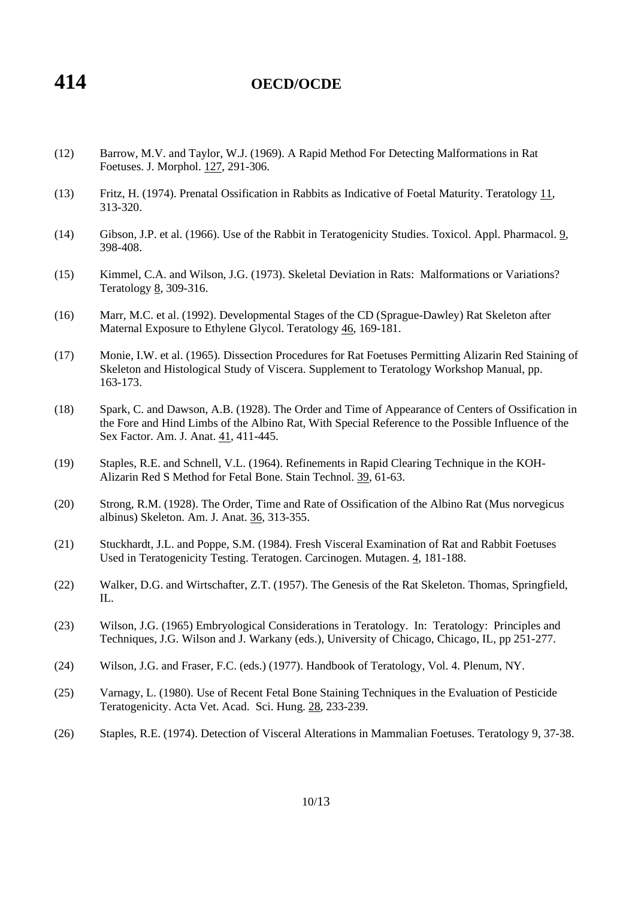(12) Barrow, M.V. and Taylor, W.J. (1969). A Rapid Method For Detecting Malformations in Rat Foetuses. J. Morphol. 127, 291-306.

(13) Fritz, H. (1974). Prenatal Ossification in Rabbits as Indicative of Foetal Maturity. Teratology 11, 313-320.

(14) Gibson, J.P. et al. (1966). Use of the Rabbit in Teratogenicity Studies. Toxicol. Appl. Pharmacol. 9, 398-408.

(15) Kimmel, C.A. and Wilson, J.G. (1973). Skeletal Deviation in Rats: Malformations or Variations? Teratology 8, 309-316.

(16) Marr, M.C. et al. (1992). Developmental Stages of the CD (Sprague-Dawley) Rat Skeleton after Maternal Exposure to Ethylene Glycol. Teratology 46, 169-181.

(17) Monie, I.W. et al. (1965). Dissection Procedures for Rat Foetuses Permitting Alizarin Red Staining of Skeleton and Histological Study of Viscera. Supplement to Teratology Workshop Manual, pp. 163-173.

(18) Spark, C. and Dawson, A.B. (1928). The Order and Time of Appearance of Centers of Ossification in the Fore and Hind Limbs of the Albino Rat, With Special Reference to the Possible Influence of the Sex Factor. Am. J. Anat. 41, 411-445.

(19) Staples, R.E. and Schnell, V.L. (1964). Refinements in Rapid Clearing Technique in the KOH-Alizarin Red S Method for Fetal Bone. Stain Technol. 39, 61-63.

(20) Strong, R.M. (1928). The Order, Time and Rate of Ossification of the Albino Rat (Mus norvegicus albinus) Skeleton. Am. J. Anat. 36, 313-355.

(21) Stuckhardt, J.L. and Poppe, S.M. (1984). Fresh Visceral Examination of Rat and Rabbit Foetuses Used in Teratogenicity Testing. Teratogen. Carcinogen. Mutagen. 4, 181-188.

(22) Walker, D.G. and Wirtschafter, Z.T. (1957). The Genesis of the Rat Skeleton. Thomas, Springfield, IL.

(23) Wilson, J.G. (1965) Embryological Considerations in Teratology. In: Teratology: Principles and Techniques, J.G. Wilson and J. Warkany (eds.), University of Chicago, Chicago, IL, pp 251-277.

(24) Wilson, J.G. and Fraser, F.C. (eds.) (1977). Handbook of Teratology, Vol. 4. Plenum, NY.

(25) Varnagy, L. (1980). Use of Recent Fetal Bone Staining Techniques in the Evaluation of Pesticide Teratogenicity. Acta Vet. Acad. Sci. Hung. 28, 233-239.

(26) Staples, R.E. (1974). Detection of Visceral Alterations in Mammalian Foetuses. Teratology 9, 37-38.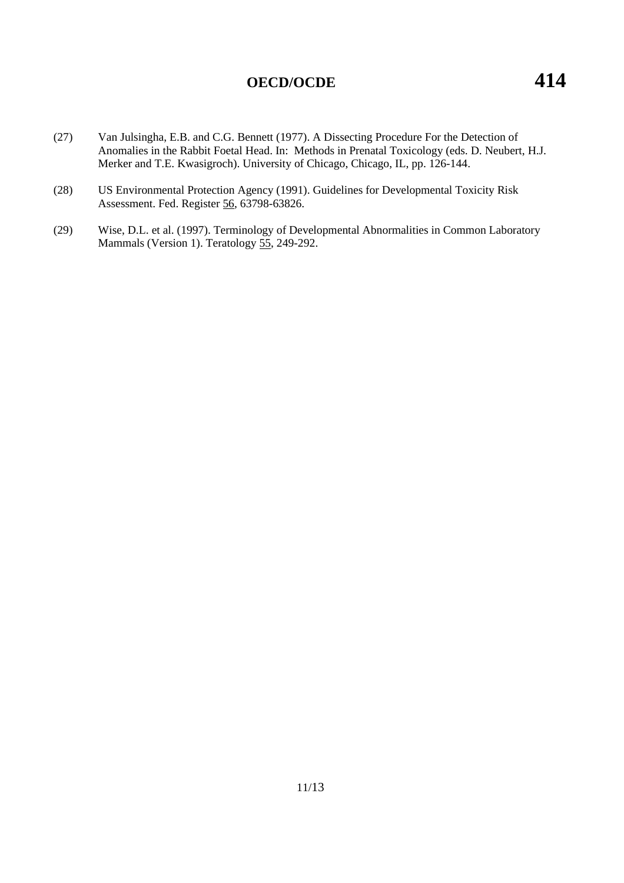(27) Van Julsingha, E.B. and C.G. Bennett (1977). A Dissecting Procedure For the Detection of Anomalies in the Rabbit Foetal Head. In: Methods in Prenatal Toxicology (eds. D. Neubert, H.J. Merker and T.E. Kwasigroch). University of Chicago, Chicago, IL, pp. 126-144.

(28) US Environmental Protection Agency (1991). Guidelines for Developmental Toxicity Risk Assessment. Fed. Register 56, 63798-63826.

(29) Wise, D.L. et al. (1997). Terminology of Developmental Abnormalities in Common Laboratory Mammals (Version 1). Teratology 55, 249-292.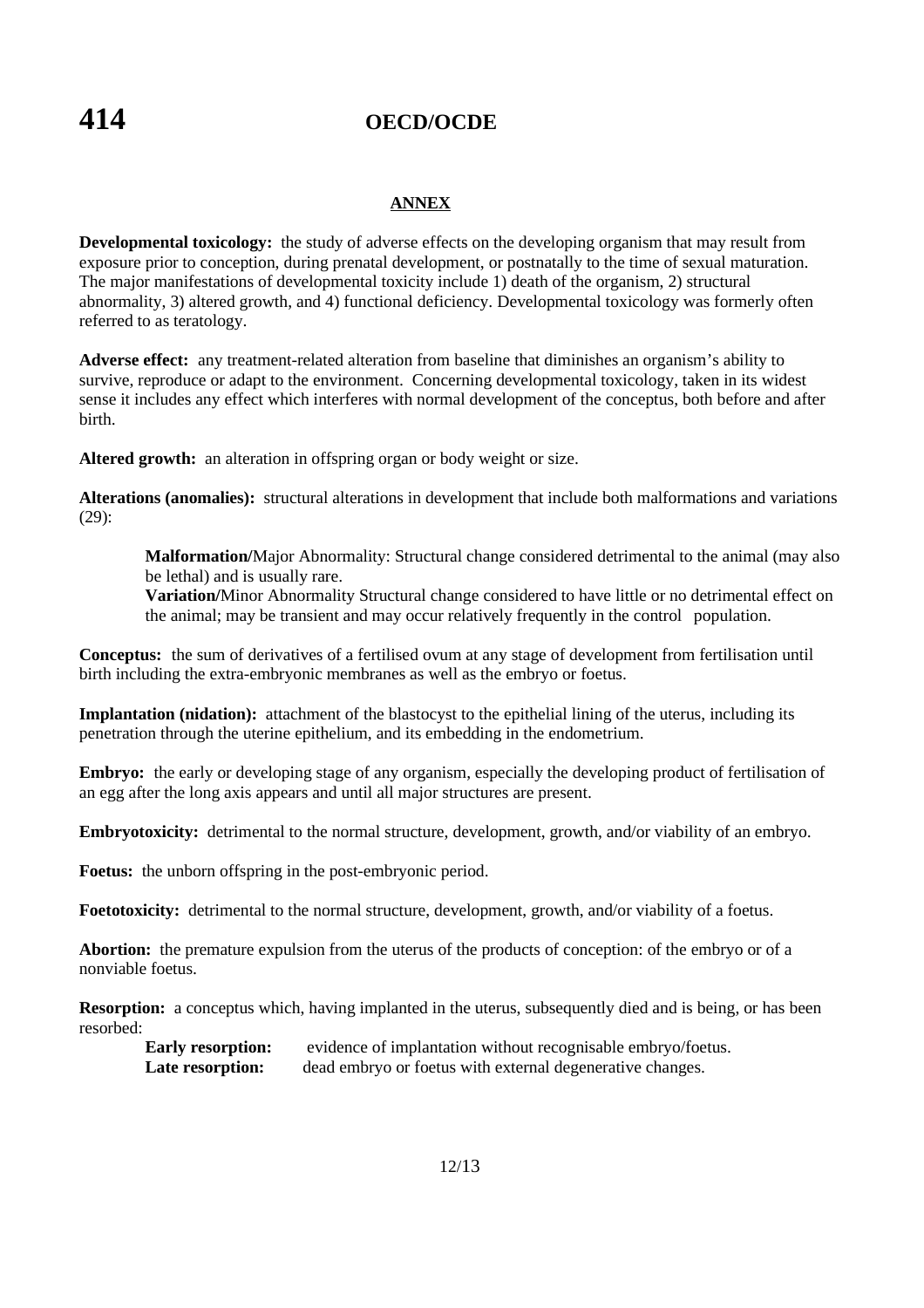## ANNEX

**Developmental toxicology:** the study of adverse effects on the developing organism that may result from exposure prior to conception, during prenatal development, or postnatally to the time of sexual maturation. The major manifestations of developmental toxicity include 1) death of the organism, 2) structural abnormality, 3) altered growth, and 4) functional deficiency. Developmental toxicology was formerly often referred to as teratology.

**Adverse effect:** any treatment-related alteration from baseline that diminishes an organism's ability to survive, reproduce or adapt to the environment. Concerning developmental toxicology, taken in its widest sense it includes any effect which interferes with normal development of the conceptus, both before and after birth.

**Altered growth:** an alteration in offspring organ or body weight or size.

**Alterations (anomalies):** structural alterations in development that include both malformations and variations (29):

> **Malformation/**Major Abnormality: Structural change considered detrimental to the animal (may also be lethal) and is usually rare.
> **Variation/**Minor Abnormality Structural change considered to have little or no detrimental effect on the animal; may be transient and may occur relatively frequently in the control population.

**Conceptus:** the sum of derivatives of a fertilised ovum at any stage of development from fertilisation until birth including the extra-embryonic membranes as well as the embryo or foetus.

**Implantation (nidation):** attachment of the blastocyst to the epithelial lining of the uterus, including its penetration through the uterine epithelium, and its embedding in the endometrium.

**Embryo:** the early or developing stage of any organism, especially the developing product of fertilisation of an egg after the long axis appears and until all major structures are present.

**Embryotoxicity:** detrimental to the normal structure, development, growth, and/or viability of an embryo.

**Foetus:** the unborn offspring in the post-embryonic period.

**Foetotoxicity:** detrimental to the normal structure, development, growth, and/or viability of a foetus.

**Abortion:** the premature expulsion from the uterus of the products of conception: of the embryo or of a nonviable foetus.

**Resorption:** a conceptus which, having implanted in the uterus, subsequently died and is being, or has been resorbed:

> **Early resorption:** evidence of implantation without recognisable embryo/foetus.
> **Late resorption:** dead embryo or foetus with external degenerative changes.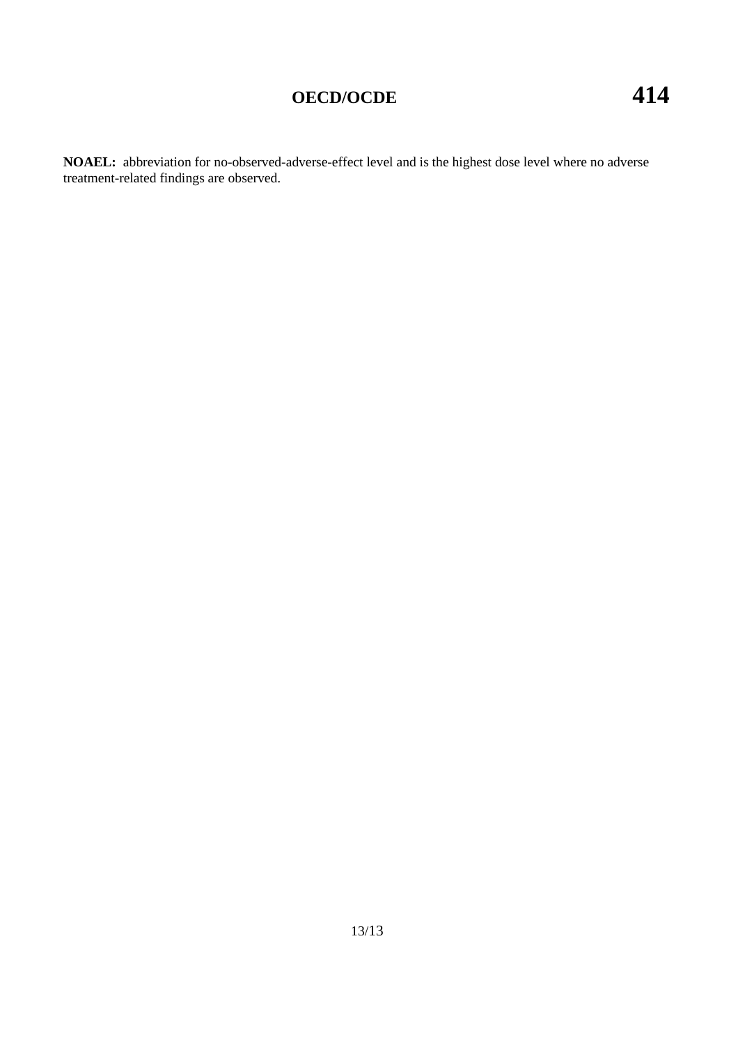**NOAEL:** abbreviation for no-observed-adverse-effect level and is the highest dose level where no adverse treatment-related findings are observed.